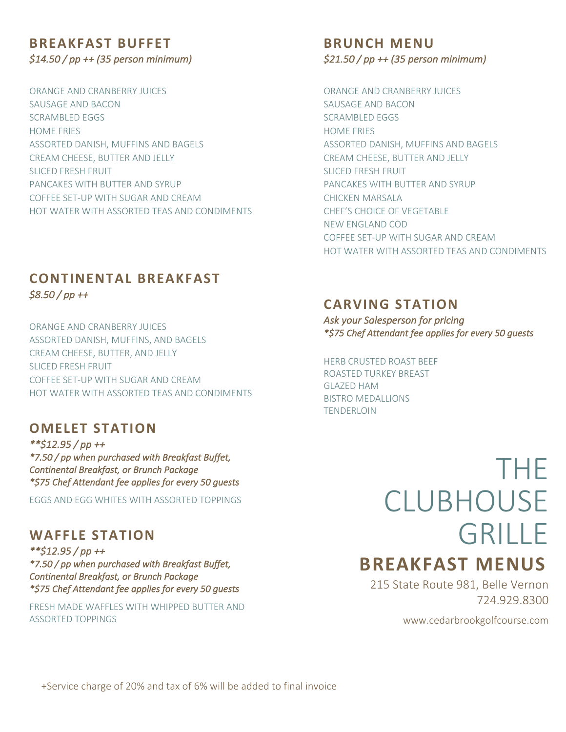# THE CLUBHOUSE GRILLE

## BREAKFAST MENUS

215 State Route 981, Belle Vernon
724.929.8300

www.cedarbrookgolfcourse.com

## BREAKFAST BUFFET

*$14.50 / pp ++ (35 person minimum)*

ORANGE AND CRANBERRY JUICES
SAUSAGE AND BACON
SCRAMBLED EGGS
HOME FRIES
ASSORTED DANISH, MUFFINS AND BAGELS
CREAM CHEESE, BUTTER AND JELLY
SLICED FRESH FRUIT
PANCAKES WITH BUTTER AND SYRUP
COFFEE SET-UP WITH SUGAR AND CREAM
HOT WATER WITH ASSORTED TEAS AND CONDIMENTS

## CONTINENTAL BREAKFAST

*$8.50 / pp ++*

ORANGE AND CRANBERRY JUICES
ASSORTED DANISH, MUFFINS, AND BAGELS
CREAM CHEESE, BUTTER, AND JELLY
SLICED FRESH FRUIT
COFFEE SET-UP WITH SUGAR AND CREAM
HOT WATER WITH ASSORTED TEAS AND CONDIMENTS

## OMELET STATION

***$12.95 / pp ++**
***7.50 / pp when purchased with Breakfast Buffet, Continental Breakfast, or Brunch Package**
***$75 Chef Attendant fee applies for every 50 guests**

EGGS AND EGG WHITES WITH ASSORTED TOPPINGS

## WAFFLE STATION

***$12.95 / pp ++**
***7.50 / pp when purchased with Breakfast Buffet, Continental Breakfast, or Brunch Package**
***$75 Chef Attendant fee applies for every 50 guests**

FRESH MADE WAFFLES WITH WHIPPED BUTTER AND ASSORTED TOPPINGS

## BRUNCH MENU

*$21.50 / pp ++ (35 person minimum)*

ORANGE AND CRANBERRY JUICES
SAUSAGE AND BACON
SCRAMBLED EGGS
HOME FRIES
ASSORTED DANISH, MUFFINS AND BAGELS
CREAM CHEESE, BUTTER AND JELLY
SLICED FRESH FRUIT
PANCAKES WITH BUTTER AND SYRUP
CHICKEN MARSALA
CHEF'S CHOICE OF VEGETABLE
NEW ENGLAND COD
COFFEE SET-UP WITH SUGAR AND CREAM
HOT WATER WITH ASSORTED TEAS AND CONDIMENTS

## CARVING STATION

*Ask your Salesperson for pricing*
**$75 Chef Attendant fee applies for every 50 guests*

HERB CRUSTED ROAST BEEF
ROASTED TURKEY BREAST
GLAZED HAM
BISTRO MEDALLIONS
TENDERLOIN

+Service charge of 20% and tax of 6% will be added to final invoice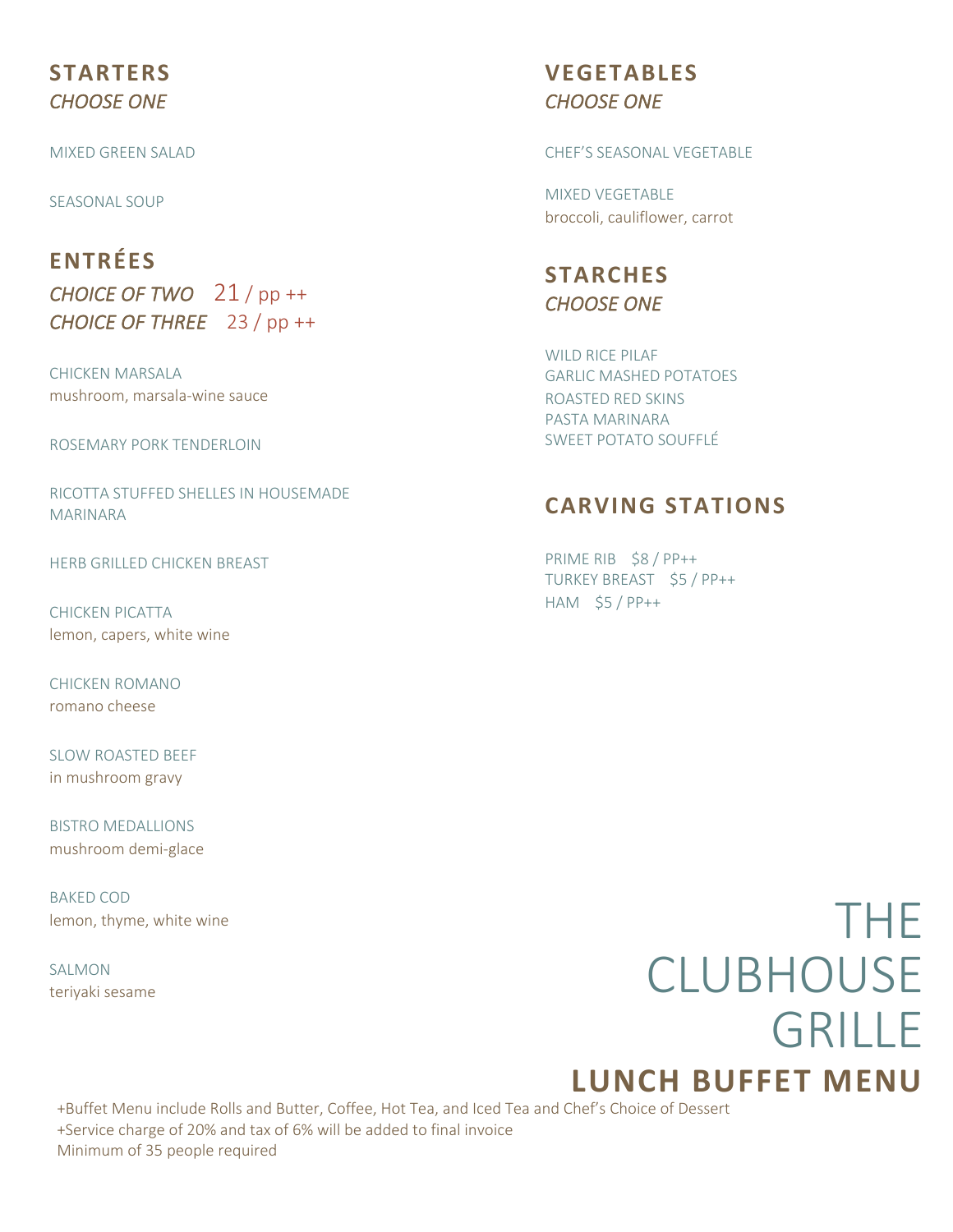# THE CLUBHOUSE GRILLE

## LUNCH BUFFET MENU

## STARTERS

*CHOOSE ONE*

MIXED GREEN SALAD

SEASONAL SOUP

## ENTRÉES

*CHOICE OF TWO* 21 / pp ++
*CHOICE OF THREE* 23 / pp ++

CHICKEN MARSALA
mushroom, marsala-wine sauce

ROSEMARY PORK TENDERLOIN

RICOTTA STUFFED SHELLES IN HOUSEMADE MARINARA

HERB GRILLED CHICKEN BREAST

CHICKEN PICATTA
lemon, capers, white wine

CHICKEN ROMANO
romano cheese

SLOW ROASTED BEEF
in mushroom gravy

BISTRO MEDALLIONS
mushroom demi-glace

BAKED COD
lemon, thyme, white wine

SALMON
teriyaki sesame

## VEGETABLES

*CHOOSE ONE*

CHEF'S SEASONAL VEGETABLE

MIXED VEGETABLE
broccoli, cauliflower, carrot

## STARCHES

*CHOOSE ONE*

WILD RICE PILAF
GARLIC MASHED POTATOES
ROASTED RED SKINS
PASTA MARINARA
SWEET POTATO SOUFFLÉ

## CARVING STATIONS

PRIME RIB $8 / PP++
TURKEY BREAST $5 / PP++
HAM $5 / PP++

+Buffet Menu include Rolls and Butter, Coffee, Hot Tea, and Iced Tea and Chef's Choice of Dessert
+Service charge of 20% and tax of 6% will be added to final invoice
Minimum of 35 people required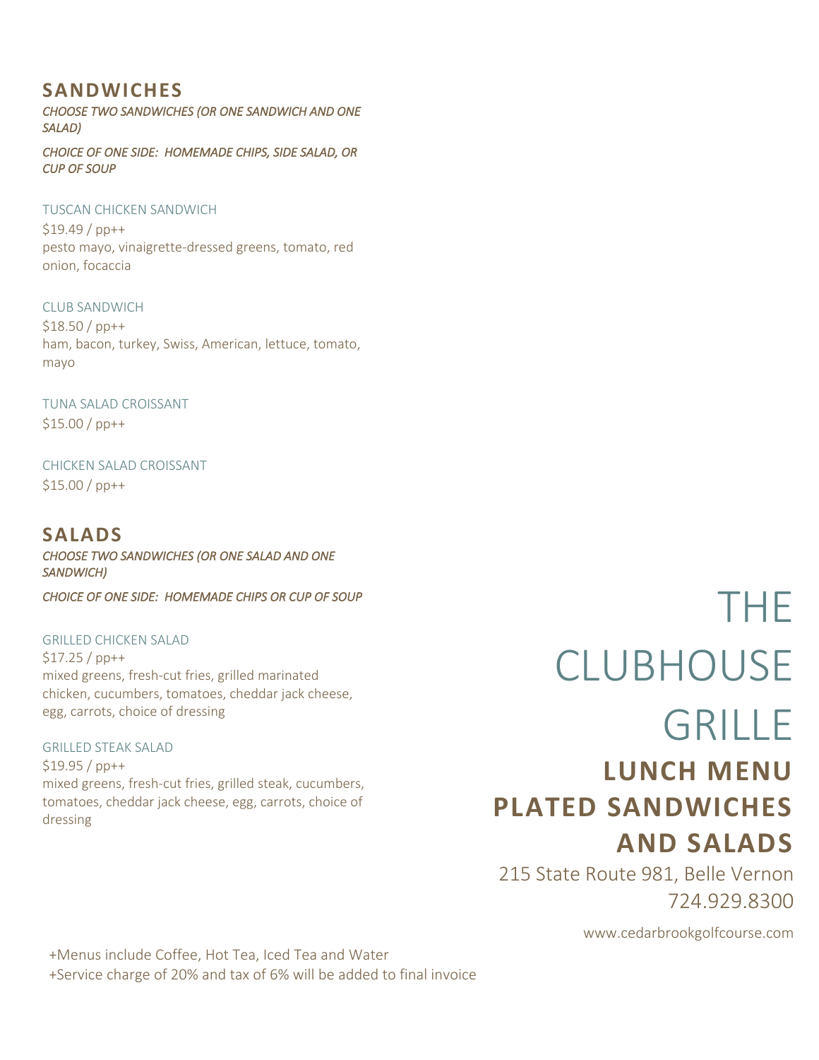## SANDWICHES

*CHOOSE TWO SANDWICHES (OR ONE SANDWICH AND ONE SALAD)*

*CHOICE OF ONE SIDE: HOMEMADE CHIPS, SIDE SALAD, OR CUP OF SOUP*

TUSCAN CHICKEN SANDWICH
$19.49 / pp++
pesto mayo, vinaigrette-dressed greens, tomato, red onion, focaccia

CLUB SANDWICH
$18.50 / pp++
ham, bacon, turkey, Swiss, American, lettuce, tomato, mayo

TUNA SALAD CROISSANT
$15.00 / pp++

CHICKEN SALAD CROISSANT
$15.00 / pp++

## SALADS

*CHOOSE TWO SANDWICHES (OR ONE SALAD AND ONE SANDWICH)*

*CHOICE OF ONE SIDE: HOMEMADE CHIPS OR CUP OF SOUP*

GRILLED CHICKEN SALAD
$17.25 / pp++
mixed greens, fresh-cut fries, grilled marinated chicken, cucumbers, tomatoes, cheddar jack cheese, egg, carrots, choice of dressing

GRILLED STEAK SALAD
$19.95 / pp++
mixed greens, fresh-cut fries, grilled steak, cucumbers, tomatoes, cheddar jack cheese, egg, carrots, choice of dressing

# THE CLUBHOUSE GRILLE

## LUNCH MENU PLATED SANDWICHES AND SALADS

215 State Route 981, Belle Vernon
724.929.8300

www.cedarbrookgolfcourse.com

+Menus include Coffee, Hot Tea, Iced Tea and Water
+Service charge of 20% and tax of 6% will be added to final invoice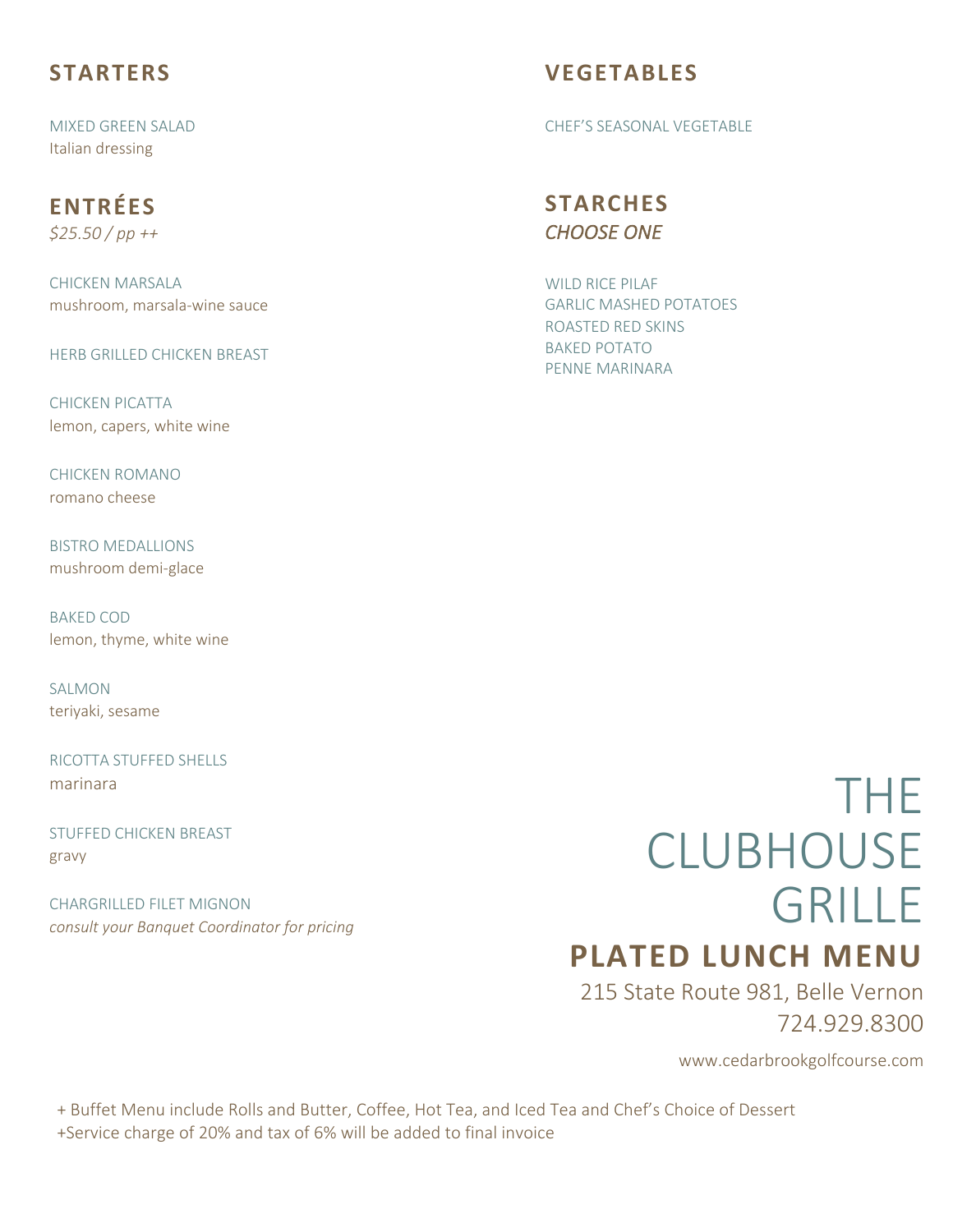# THE CLUBHOUSE GRILLE

## PLATED LUNCH MENU

215 State Route 981, Belle Vernon
724.929.8300

www.cedarbrookgolfcourse.com

## STARTERS

MIXED GREEN SALAD
Italian dressing

## ENTRÉES

*$25.50 / pp ++*

CHICKEN MARSALA
mushroom, marsala-wine sauce

HERB GRILLED CHICKEN BREAST

CHICKEN PICATTA
lemon, capers, white wine

CHICKEN ROMANO
romano cheese

BISTRO MEDALLIONS
mushroom demi-glace

BAKED COD
lemon, thyme, white wine

SALMON
teriyaki, sesame

RICOTTA STUFFED SHELLS
marinara

STUFFED CHICKEN BREAST
gravy

CHARGRILLED FILET MIGNON
*consult your Banquet Coordinator for pricing*

## VEGETABLES

CHEF'S SEASONAL VEGETABLE

## STARCHES

*CHOOSE ONE*

WILD RICE PILAF
GARLIC MASHED POTATOES
ROASTED RED SKINS
BAKED POTATO
PENNE MARINARA

+ Buffet Menu include Rolls and Butter, Coffee, Hot Tea, and Iced Tea and Chef's Choice of Dessert
+Service charge of 20% and tax of 6% will be added to final invoice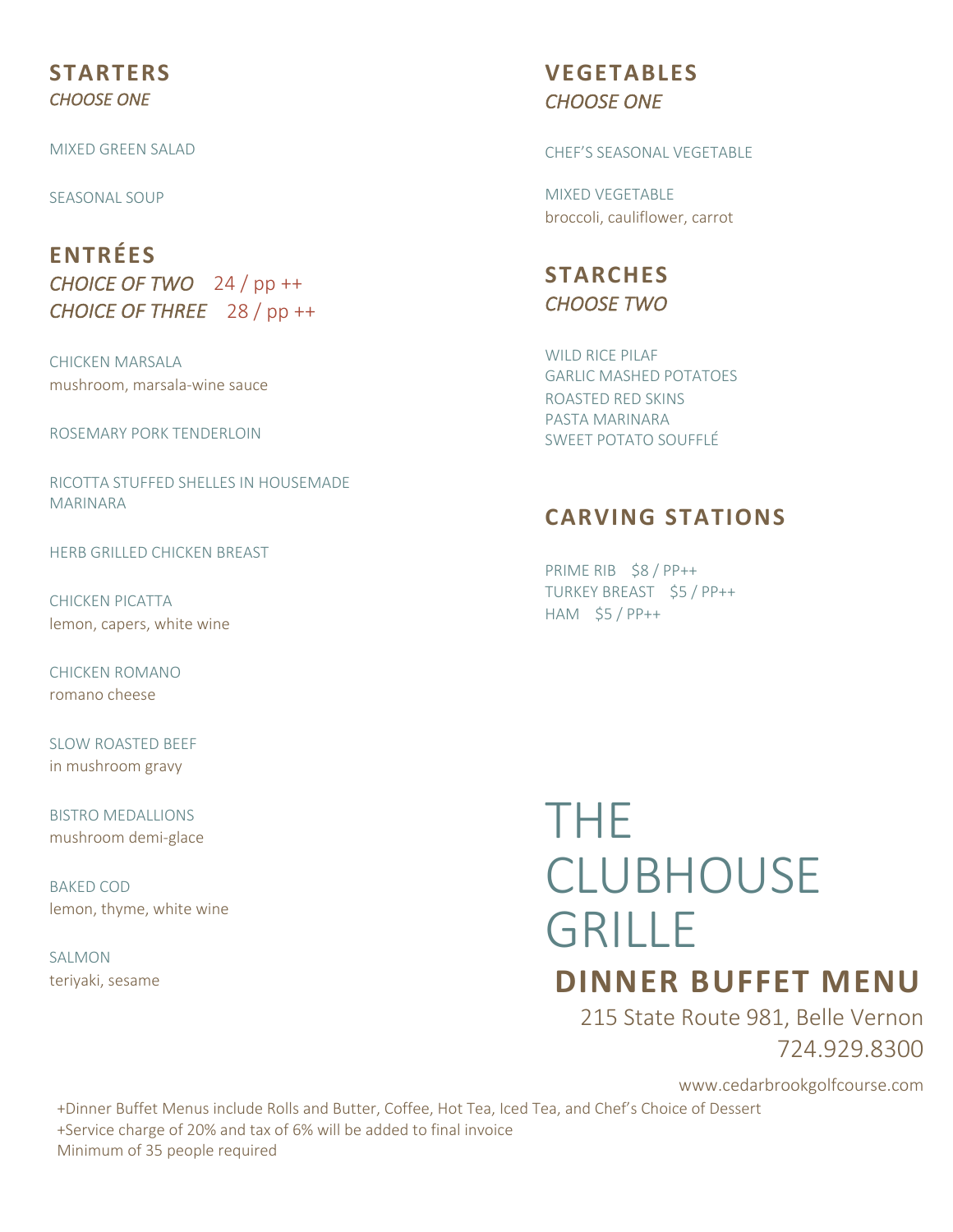# THE CLUBHOUSE GRILLE

## DINNER BUFFET MENU

215 State Route 981, Belle Vernon
724.929.8300

www.cedarbrookgolfcourse.com

## STARTERS

*CHOOSE ONE*

MIXED GREEN SALAD

SEASONAL SOUP

## ENTRÉES

*CHOICE OF TWO* 24 / pp ++
*CHOICE OF THREE* 28 / pp ++

CHICKEN MARSALA
mushroom, marsala-wine sauce

ROSEMARY PORK TENDERLOIN

RICOTTA STUFFED SHELLES IN HOUSEMADE MARINARA

HERB GRILLED CHICKEN BREAST

CHICKEN PICATTA
lemon, capers, white wine

CHICKEN ROMANO
romano cheese

SLOW ROASTED BEEF
in mushroom gravy

BISTRO MEDALLIONS
mushroom demi-glace

BAKED COD
lemon, thyme, white wine

SALMON
teriyaki, sesame

## VEGETABLES

*CHOOSE ONE*

CHEF'S SEASONAL VEGETABLE

MIXED VEGETABLE
broccoli, cauliflower, carrot

## STARCHES

*CHOOSE TWO*

WILD RICE PILAF
GARLIC MASHED POTATOES
ROASTED RED SKINS
PASTA MARINARA
SWEET POTATO SOUFFLÉ

## CARVING STATIONS

PRIME RIB $8 / PP++
TURKEY BREAST $5 / PP++
HAM $5 / PP++

+Dinner Buffet Menus include Rolls and Butter, Coffee, Hot Tea, Iced Tea, and Chef's Choice of Dessert
+Service charge of 20% and tax of 6% will be added to final invoice
Minimum of 35 people required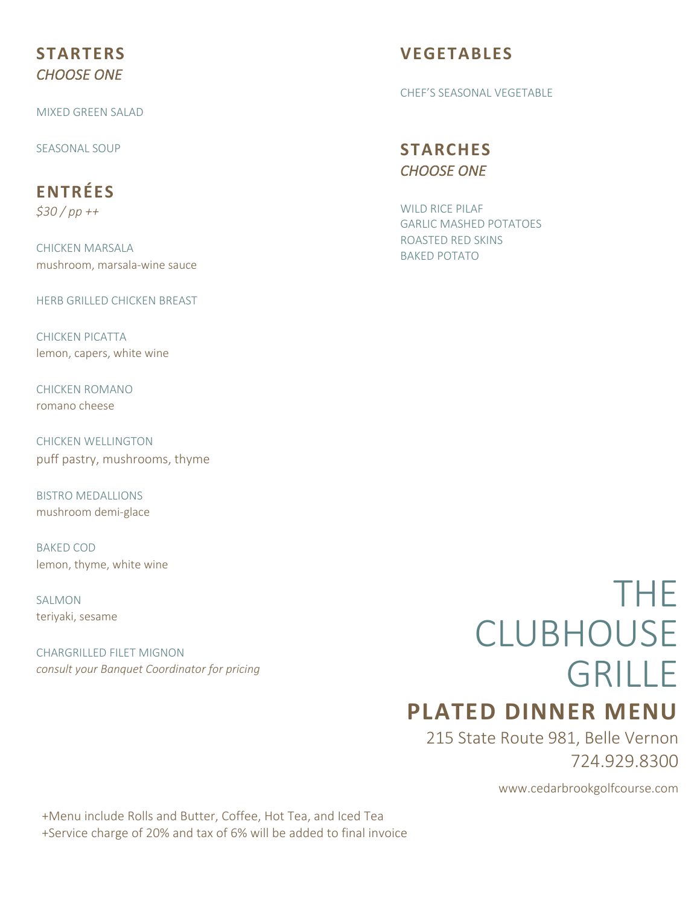# THE CLUBHOUSE GRILLE

## PLATED DINNER MENU

215 State Route 981, Belle Vernon
724.929.8300

www.cedarbrookgolfcourse.com

## STARTERS

*CHOOSE ONE*

MIXED GREEN SALAD

SEASONAL SOUP

## ENTRÉES

*$30 / pp ++*

CHICKEN MARSALA
mushroom, marsala-wine sauce

HERB GRILLED CHICKEN BREAST

CHICKEN PICATTA
lemon, capers, white wine

CHICKEN ROMANO
romano cheese

CHICKEN WELLINGTON
puff pastry, mushrooms, thyme

BISTRO MEDALLIONS
mushroom demi-glace

BAKED COD
lemon, thyme, white wine

SALMON
teriyaki, sesame

CHARGRILLED FILET MIGNON
*consult your Banquet Coordinator for pricing*

## VEGETABLES

CHEF'S SEASONAL VEGETABLE

## STARCHES

*CHOOSE ONE*

WILD RICE PILAF
GARLIC MASHED POTATOES
ROASTED RED SKINS
BAKED POTATO

+Menu include Rolls and Butter, Coffee, Hot Tea, and Iced Tea
+Service charge of 20% and tax of 6% will be added to final invoice